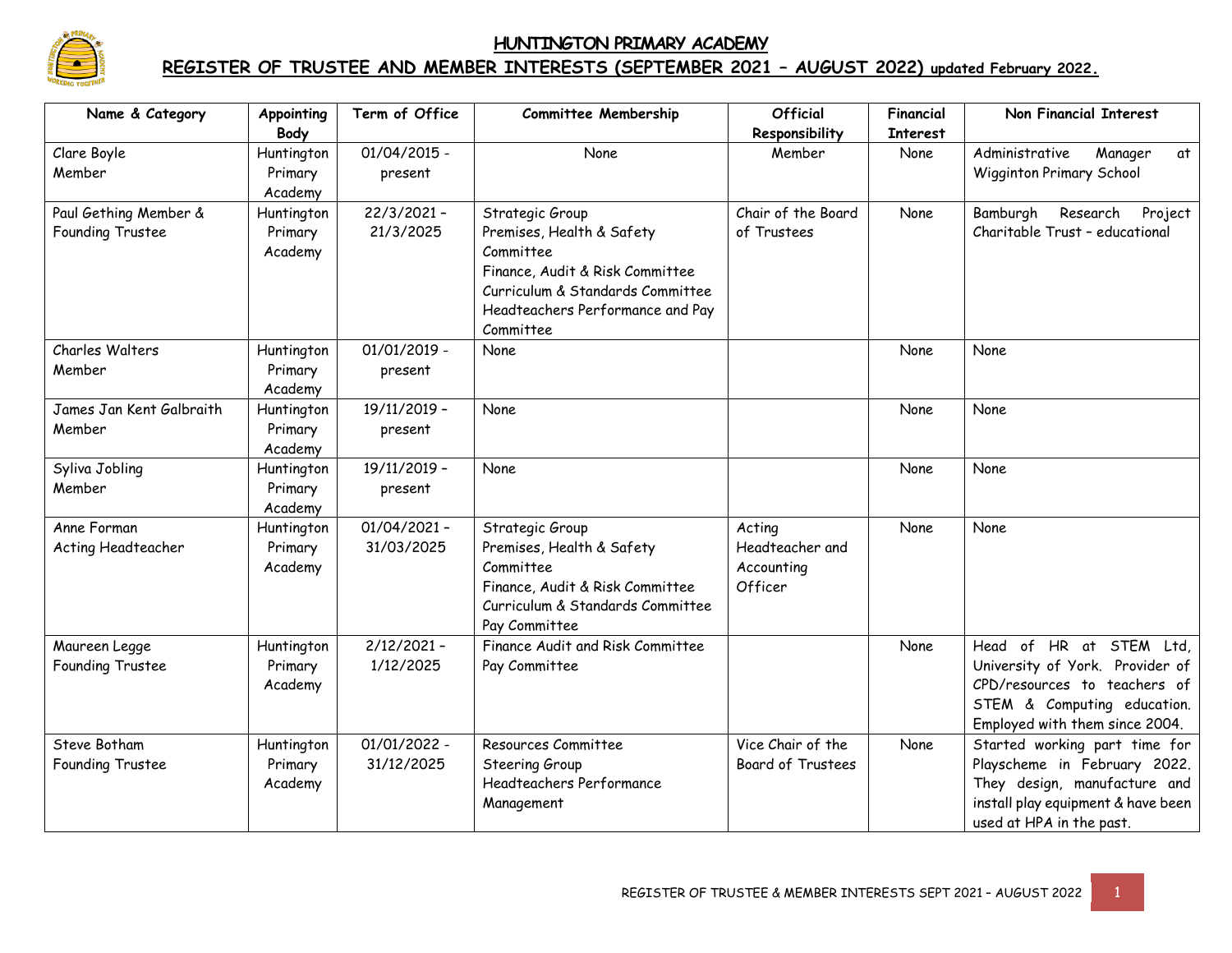# HUNTINGTON PRIMARY ACADEMY

## REGISTER OF TRUSTEE AND MEMBER INTERESTS (SEPTEMBER 2021 – AUGUST 2022) updated February 2022.

| Name & Category | Appointing Body | Term of Office | Committee Membership | Official Responsibility | Financial Interest | Non Financial Interest |
|---|---|---|---|---|---|---|
| Clare Boyle<br>Member | Huntington Primary Academy | 01/04/2015 - present | None | Member | None | Administrative Manager at Wigginton Primary School |
| Paul Gething Member & Founding Trustee | Huntington Primary Academy | 22/3/2021 – 21/3/2025 | Strategic Group<br>Premises, Health & Safety Committee<br>Finance, Audit & Risk Committee<br>Curriculum & Standards Committee<br>Headteachers Performance and Pay Committee | Chair of the Board of Trustees | None | Bamburgh Research Project Charitable Trust – educational |
| Charles Walters<br>Member | Huntington Primary Academy | 01/01/2019 - present | None | | None | None |
| James Jan Kent Galbraith<br>Member | Huntington Primary Academy | 19/11/2019 – present | None | | None | None |
| Syliva Jobling<br>Member | Huntington Primary Academy | 19/11/2019 – present | None | | None | None |
| Anne Forman<br>Acting Headteacher | Huntington Primary Academy | 01/04/2021 – 31/03/2025 | Strategic Group<br>Premises, Health & Safety Committee<br>Finance, Audit & Risk Committee<br>Curriculum & Standards Committee<br>Pay Committee | Acting Headteacher and Accounting Officer | None | None |
| Maureen Legge<br>Founding Trustee | Huntington Primary Academy | 2/12/2021 – 1/12/2025 | Finance Audit and Risk Committee<br>Pay Committee | | None | Head of HR at STEM Ltd, University of York. Provider of CPD/resources to teachers of STEM & Computing education. Employed with them since 2004. |
| Steve Botham<br>Founding Trustee | Huntington Primary Academy | 01/01/2022 - 31/12/2025 | Resources Committee<br>Steering Group<br>Headteachers Performance Management | Vice Chair of the Board of Trustees | None | Started working part time for Playscheme in February 2022. They design, manufacture and install play equipment & have been used at HPA in the past. |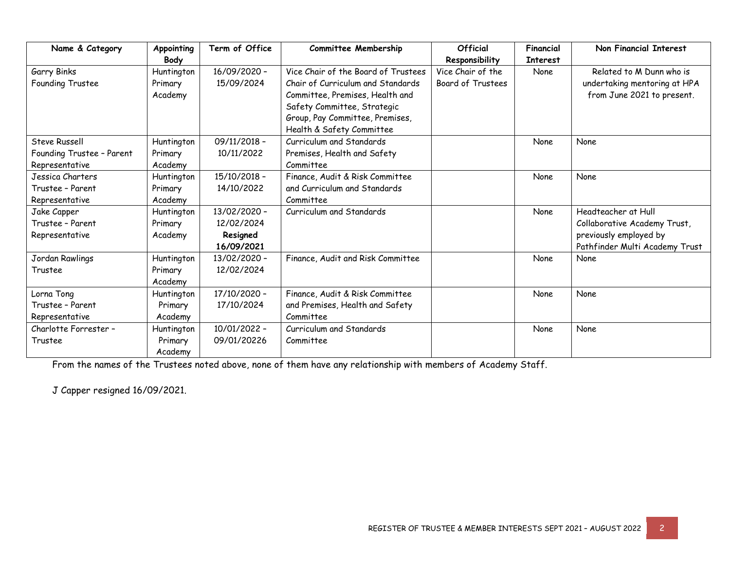| Name & Category | Appointing Body | Term of Office | Committee Membership | Official Responsibility | Financial Interest | Non Financial Interest |
|---|---|---|---|---|---|---|
| Garry Binks Founding Trustee | Huntington Primary Academy | 16/09/2020 – 15/09/2024 | Vice Chair of the Board of Trustees Chair of Curriculum and Standards Committee, Premises, Health and Safety Committee, Strategic Group, Pay Committee, Premises, Health & Safety Committee | Vice Chair of the Board of Trustees | None | Related to M Dunn who is undertaking mentoring at HPA from June 2021 to present. |
| Steve Russell Founding Trustee – Parent Representative | Huntington Primary Academy | 09/11/2018 – 10/11/2022 | Curriculum and Standards Premises, Health and Safety Committee | | None | None |
| Jessica Charters Trustee – Parent Representative | Huntington Primary Academy | 15/10/2018 – 14/10/2022 | Finance, Audit & Risk Committee and Curriculum and Standards Committee | | None | None |
| Jake Capper Trustee – Parent Representative | Huntington Primary Academy | 13/02/2020 – 12/02/2024 **Resigned 16/09/2021** | Curriculum and Standards | | None | Headteacher at Hull Collaborative Academy Trust, previously employed by Pathfinder Multi Academy Trust |
| Jordan Rawlings Trustee | Huntington Primary Academy | 13/02/2020 – 12/02/2024 | Finance, Audit and Risk Committee | | None | None |
| Lorna Tong Trustee – Parent Representative | Huntington Primary Academy | 17/10/2020 – 17/10/2024 | Finance, Audit & Risk Committee and Premises, Health and Safety Committee | | None | None |
| Charlotte Forrester – Trustee | Huntington Primary Academy | 10/01/2022 – 09/01/20226 | Curriculum and Standards Committee | | None | None |

From the names of the Trustees noted above, none of them have any relationship with members of Academy Staff.

J Capper resigned 16/09/2021.